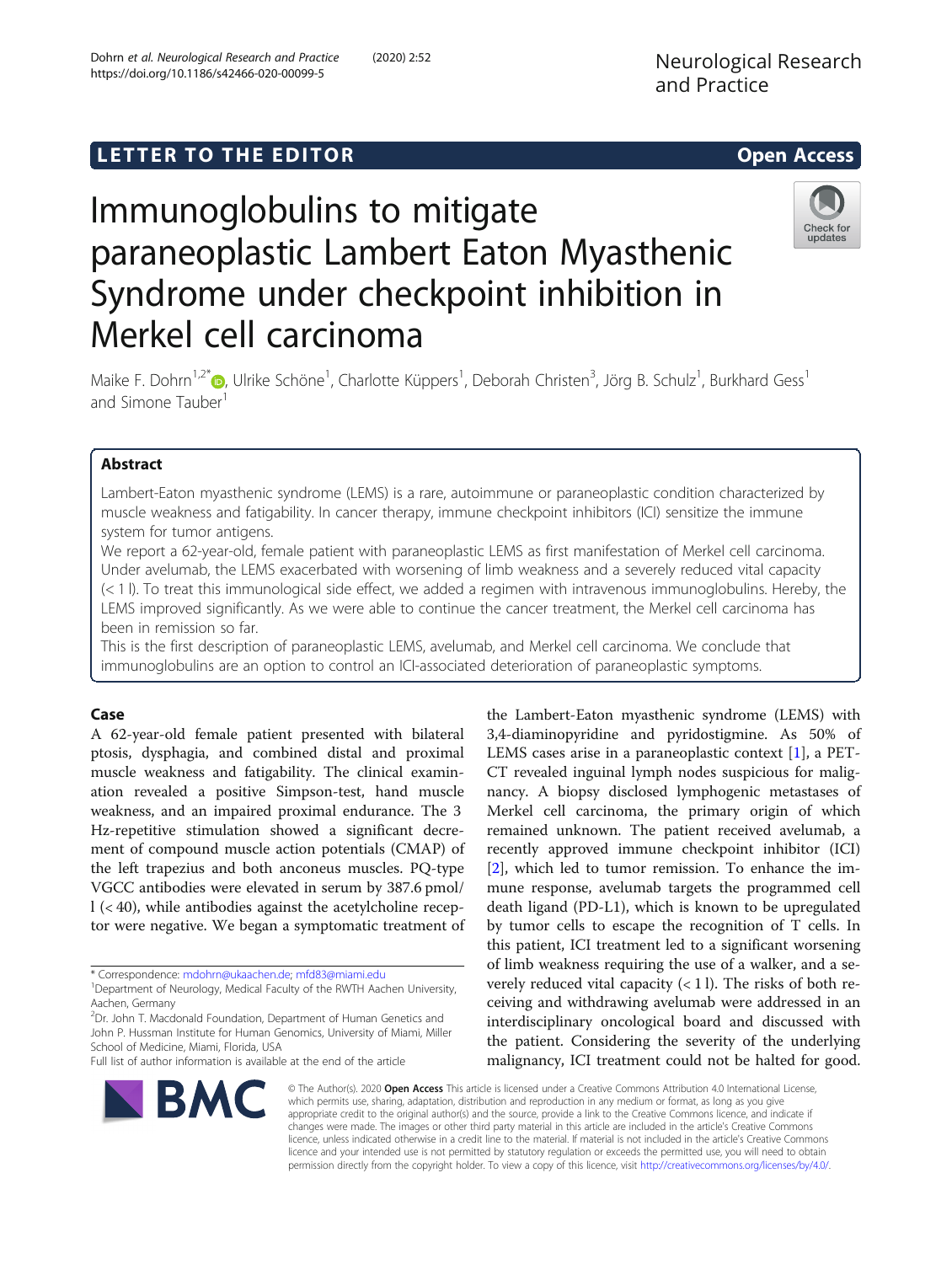LETTER TO THE EDITOR

Open Access

# Immunoglobulins to mitigate paraneoplastic Lambert Eaton Myasthenic Syndrome under checkpoint inhibition in Merkel cell carcinoma

Maike F. Dohrn[1,2*], Ulrike Schöne[1], Charlotte Küppers[1], Deborah Christen[3], Jörg B. Schulz[1], Burkhard Gess[1] and Simone Tauber[1]

## Abstract

Lambert-Eaton myasthenic syndrome (LEMS) is a rare, autoimmune or paraneoplastic condition characterized by muscle weakness and fatigability. In cancer therapy, immune checkpoint inhibitors (ICI) sensitize the immune system for tumor antigens.

We report a 62-year-old, female patient with paraneoplastic LEMS as first manifestation of Merkel cell carcinoma. Under avelumab, the LEMS exacerbated with worsening of limb weakness and a severely reduced vital capacity (< 1 l). To treat this immunological side effect, we added a regimen with intravenous immunoglobulins. Hereby, the LEMS improved significantly. As we were able to continue the cancer treatment, the Merkel cell carcinoma has been in remission so far.

This is the first description of paraneoplastic LEMS, avelumab, and Merkel cell carcinoma. We conclude that immunoglobulins are an option to control an ICI-associated deterioration of paraneoplastic symptoms.

## Case

A 62-year-old female patient presented with bilateral ptosis, dysphagia, and combined distal and proximal muscle weakness and fatigability. The clinical examination revealed a positive Simpson-test, hand muscle weakness, and an impaired proximal endurance. The 3 Hz-repetitive stimulation showed a significant decrement of compound muscle action potentials (CMAP) of the left trapezius and both anconeus muscles. PQ-type VGCC antibodies were elevated in serum by 387.6 pmol/l (< 40), while antibodies against the acetylcholine receptor were negative. We began a symptomatic treatment of the Lambert-Eaton myasthenic syndrome (LEMS) with 3,4-diaminopyridine and pyridostigmine. As 50% of LEMS cases arise in a paraneoplastic context [1], a PET-CT revealed inguinal lymph nodes suspicious for malignancy. A biopsy disclosed lymphogenic metastases of Merkel cell carcinoma, the primary origin of which remained unknown. The patient received avelumab, a recently approved immune checkpoint inhibitor (ICI) [2], which led to tumor remission. To enhance the immune response, avelumab targets the programmed cell death ligand (PD-L1), which is known to be upregulated by tumor cells to escape the recognition of T cells. In this patient, ICI treatment led to a significant worsening of limb weakness requiring the use of a walker, and a severely reduced vital capacity (< 1 l). The risks of both receiving and withdrawing avelumab were addressed in an interdisciplinary oncological board and discussed with the patient. Considering the severity of the underlying malignancy, ICI treatment could not be halted for good.

\* Correspondence: mdohrn@ukaachen.de; mfd83@miami.edu

[1]Department of Neurology, Medical Faculty of the RWTH Aachen University, Aachen, Germany

[2]Dr. John T. Macdonald Foundation, Department of Human Genetics and John P. Hussman Institute for Human Genomics, University of Miami, Miller School of Medicine, Miami, Florida, USA

Full list of author information is available at the end of the article

© The Author(s). 2020 **Open Access** This article is licensed under a Creative Commons Attribution 4.0 International License, which permits use, sharing, adaptation, distribution and reproduction in any medium or format, as long as you give appropriate credit to the original author(s) and the source, provide a link to the Creative Commons licence, and indicate if changes were made. The images or other third party material in this article are included in the article's Creative Commons licence, unless indicated otherwise in a credit line to the material. If material is not included in the article's Creative Commons licence and your intended use is not permitted by statutory regulation or exceeds the permitted use, you will need to obtain permission directly from the copyright holder. To view a copy of this licence, visit http://creativecommons.org/licenses/by/4.0/.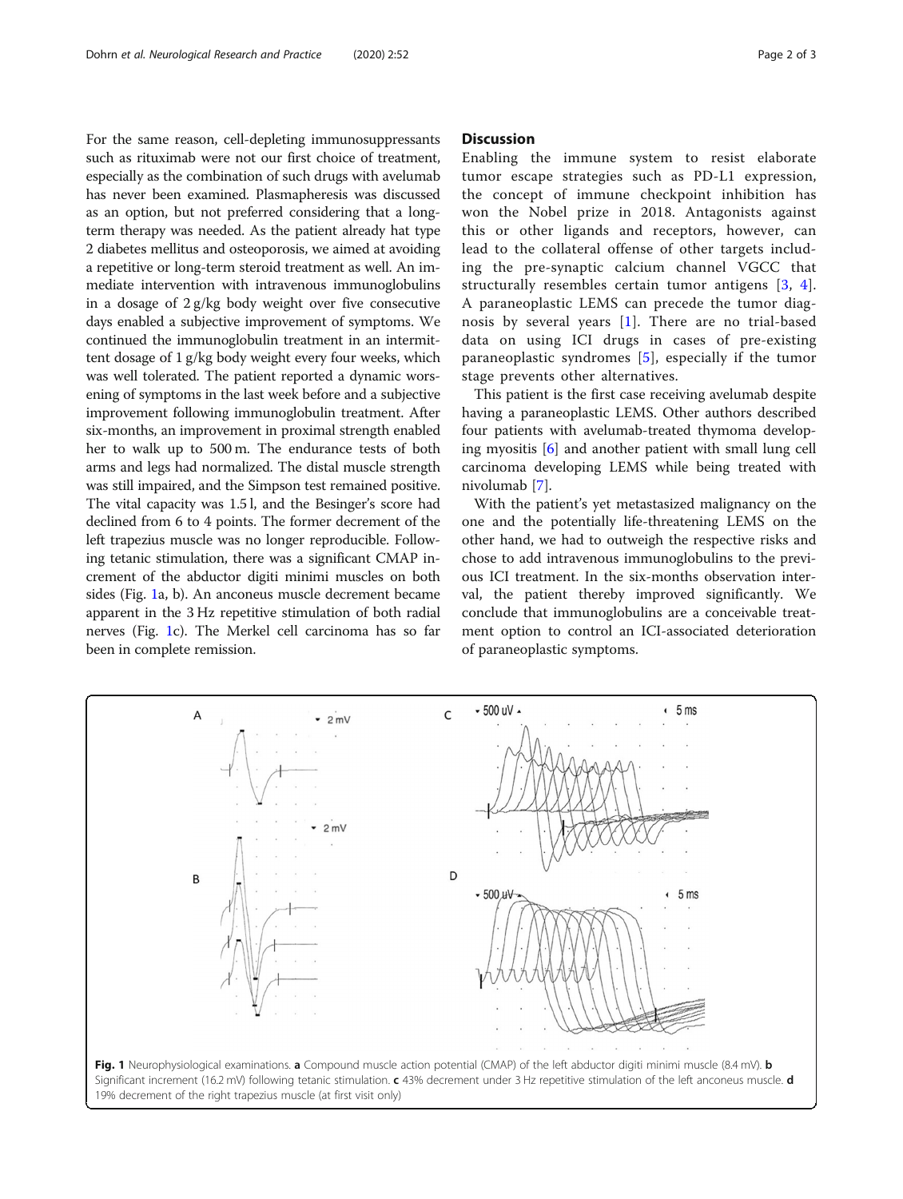For the same reason, cell-depleting immunosuppressants such as rituximab were not our first choice of treatment, especially as the combination of such drugs with avelumab has never been examined. Plasmapheresis was discussed as an option, but not preferred considering that a long-term therapy was needed. As the patient already hat type 2 diabetes mellitus and osteoporosis, we aimed at avoiding a repetitive or long-term steroid treatment as well. An immediate intervention with intravenous immunoglobulins in a dosage of 2 g/kg body weight over five consecutive days enabled a subjective improvement of symptoms. We continued the immunoglobulin treatment in an intermittent dosage of 1 g/kg body weight every four weeks, which was well tolerated. The patient reported a dynamic worsening of symptoms in the last week before and a subjective improvement following immunoglobulin treatment. After six-months, an improvement in proximal strength enabled her to walk up to 500 m. The endurance tests of both arms and legs had normalized. The distal muscle strength was still impaired, and the Simpson test remained positive. The vital capacity was 1.5 l, and the Besinger's score had declined from 6 to 4 points. The former decrement of the left trapezius muscle was no longer reproducible. Following tetanic stimulation, there was a significant CMAP increment of the abductor digiti minimi muscles on both sides (Fig. 1a, b). An anconeus muscle decrement became apparent in the 3 Hz repetitive stimulation of both radial nerves (Fig. 1c). The Merkel cell carcinoma has so far been in complete remission.

## Discussion

Enabling the immune system to resist elaborate tumor escape strategies such as PD-L1 expression, the concept of immune checkpoint inhibition has won the Nobel prize in 2018. Antagonists against this or other ligands and receptors, however, can lead to the collateral offense of other targets including the pre-synaptic calcium channel VGCC that structurally resembles certain tumor antigens [3, 4]. A paraneoplastic LEMS can precede the tumor diagnosis by several years [1]. There are no trial-based data on using ICI drugs in cases of pre-existing paraneoplastic syndromes [5], especially if the tumor stage prevents other alternatives.

This patient is the first case receiving avelumab despite having a paraneoplastic LEMS. Other authors described four patients with avelumab-treated thymoma developing myositis [6] and another patient with small lung cell carcinoma developing LEMS while being treated with nivolumab [7].

With the patient's yet metastasized malignancy on the one and the potentially life-threatening LEMS on the other hand, we had to outweigh the respective risks and chose to add intravenous immunoglobulins to the previous ICI treatment. In the six-months observation interval, the patient thereby improved significantly. We conclude that immunoglobulins are a conceivable treatment option to control an ICI-associated deterioration of paraneoplastic symptoms.

**Fig. 1** Neurophysiological examinations. **a** Compound muscle action potential (CMAP) of the left abductor digiti minimi muscle (8.4 mV). **b** Significant increment (16.2 mV) following tetanic stimulation. **c** 43% decrement under 3 Hz repetitive stimulation of the left anconeus muscle. **d** 19% decrement of the right trapezius muscle (at first visit only)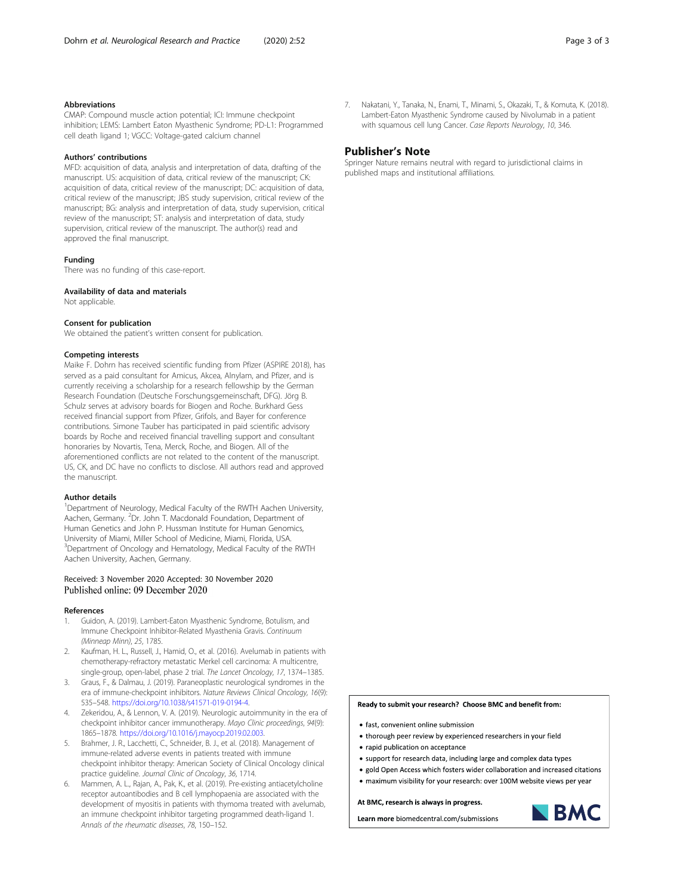#### Abbreviations

CMAP: Compound muscle action potential; ICI: Immune checkpoint inhibition; LEMS: Lambert Eaton Myasthenic Syndrome; PD-L1: Programmed cell death ligand 1; VGCC: Voltage-gated calcium channel

#### Authors' contributions

MFD: acquisition of data, analysis and interpretation of data, drafting of the manuscript. US: acquisition of data, critical review of the manuscript; CK: acquisition of data, critical review of the manuscript; DC: acquisition of data, critical review of the manuscript; JBS study supervision, critical review of the manuscript; BG: analysis and interpretation of data, study supervision, critical review of the manuscript; ST: analysis and interpretation of data, study supervision, critical review of the manuscript. The author(s) read and approved the final manuscript.

#### Funding

There was no funding of this case-report.

#### Availability of data and materials

Not applicable.

#### Consent for publication

We obtained the patient's written consent for publication.

#### Competing interests

Maike F. Dohrn has received scientific funding from Pfizer (ASPIRE 2018), has served as a paid consultant for Amicus, Akcea, Alnylam, and Pfizer, and is currently receiving a scholarship for a research fellowship by the German Research Foundation (Deutsche Forschungsgemeinschaft, DFG). Jörg B. Schulz serves at advisory boards for Biogen and Roche. Burkhard Gess received financial support from Pfizer, Grifols, and Bayer for conference contributions. Simone Tauber has participated in paid scientific advisory boards by Roche and received financial travelling support and consultant honoraries by Novartis, Tena, Merck, Roche, and Biogen. All of the aforementioned conflicts are not related to the content of the manuscript. US, CK, and DC have no conflicts to disclose. All authors read and approved the manuscript.

#### Author details

[1]Department of Neurology, Medical Faculty of the RWTH Aachen University, Aachen, Germany. [2]Dr. John T. Macdonald Foundation, Department of Human Genetics and John P. Hussman Institute for Human Genomics, University of Miami, Miller School of Medicine, Miami, Florida, USA. [3]Department of Oncology and Hematology, Medical Faculty of the RWTH Aachen University, Aachen, Germany.

Received: 3 November 2020 Accepted: 30 November 2020
Published online: 09 December 2020

#### References

1. Guidon, A. (2019). Lambert-Eaton Myasthenic Syndrome, Botulism, and Immune Checkpoint Inhibitor-Related Myasthenia Gravis. *Continuum (Minneap Minn)*, *25*, 1785.
2. Kaufman, H. L., Russell, J., Hamid, O., et al. (2016). Avelumab in patients with chemotherapy-refractory metastatic Merkel cell carcinoma: A multicentre, single-group, open-label, phase 2 trial. *The Lancet Oncology*, *17*, 1374–1385.
3. Graus, F., & Dalmau, J. (2019). Paraneoplastic neurological syndromes in the era of immune-checkpoint inhibitors. *Nature Reviews Clinical Oncology*, *16*(9): 535–548. https://doi.org/10.1038/s41571-019-0194-4.
4. Zekeridou, A., & Lennon, V. A. (2019). Neurologic autoimmunity in the era of checkpoint inhibitor cancer immunotherapy. *Mayo Clinic proceedings*, *94*(9): 1865–1878. https://doi.org/10.1016/j.mayocp.2019.02.003.
5. Brahmer, J. R., Lacchetti, C., Schneider, B. J., et al. (2018). Management of immune-related adverse events in patients treated with immune checkpoint inhibitor therapy: American Society of Clinical Oncology clinical practice guideline. *Journal Clinic of Oncology*, *36*, 1714.
6. Mammen, A. L., Rajan, A., Pak, K., et al. (2019). Pre-existing antiacetylcholine receptor autoantibodies and B cell lymphopaenia are associated with the development of myositis in patients with thymoma treated with avelumab, an immune checkpoint inhibitor targeting programmed death-ligand 1. *Annals of the rheumatic diseases*, *78*, 150–152.
7. Nakatani, Y., Tanaka, N., Enami, T., Minami, S., Okazaki, T., & Komuta, K. (2018). Lambert-Eaton Myasthenic Syndrome caused by Nivolumab in a patient with squamous cell lung Cancer. *Case Reports Neurology*, *10*, 346.

## Publisher's Note

Springer Nature remains neutral with regard to jurisdictional claims in published maps and institutional affiliations.

**Ready to submit your research? Choose BMC and benefit from:**

- fast, convenient online submission
- thorough peer review by experienced researchers in your field
- rapid publication on acceptance
- support for research data, including large and complex data types
- gold Open Access which fosters wider collaboration and increased citations
- maximum visibility for your research: over 100M website views per year

**At BMC, research is always in progress.**

**Learn more** biomedcentral.com/submissions

BMC